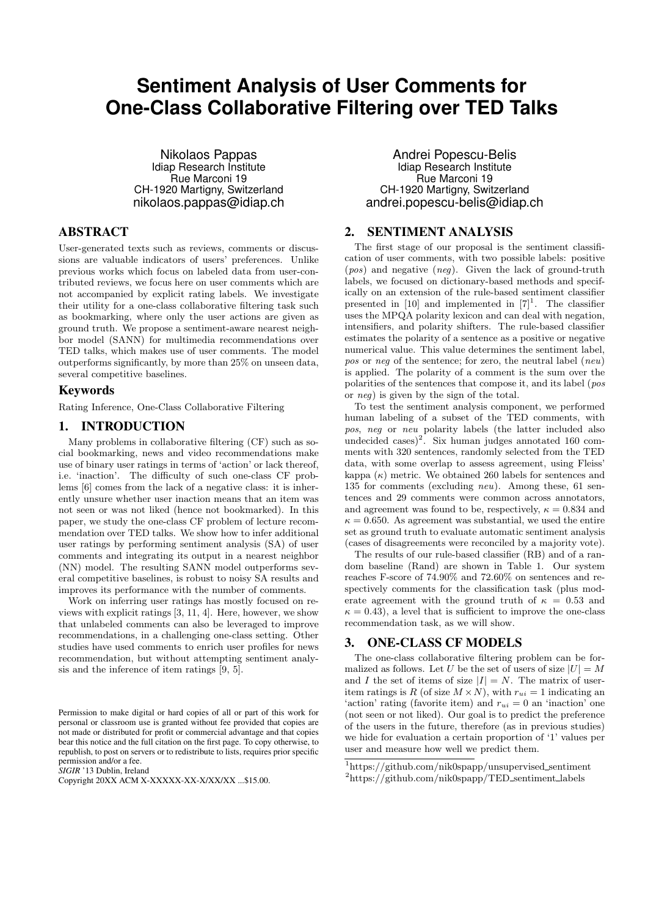# Sentiment Analysis of User Comments for One-Class Collaborative Filtering over TED Talks

Nikolaos Pappas
Idiap Research Institute
Rue Marconi 19
CH-1920 Martigny, Switzerland
nikolaos.pappas@idiap.ch

Andrei Popescu-Belis
Idiap Research Institute
Rue Marconi 19
CH-1920 Martigny, Switzerland
andrei.popescu-belis@idiap.ch

## ABSTRACT

User-generated texts such as reviews, comments or discussions are valuable indicators of users' preferences. Unlike previous works which focus on labeled data from user-contributed reviews, we focus here on user comments which are not accompanied by explicit rating labels. We investigate their utility for a one-class collaborative filtering task such as bookmarking, where only the user actions are given as ground truth. We propose a sentiment-aware nearest neighbor model (SANN) for multimedia recommendations over TED talks, which makes use of user comments. The model outperforms significantly, by more than 25% on unseen data, several competitive baselines.

### Keywords

Rating Inference, One-Class Collaborative Filtering

## 1. INTRODUCTION

Many problems in collaborative filtering (CF) such as social bookmarking, news and video recommendations make use of binary user ratings in terms of 'action' or lack thereof, i.e. 'inaction'. The difficulty of such one-class CF problems [6] comes from the lack of a negative class: it is inherently unsure whether user inaction means that an item was not seen or was not liked (hence not bookmarked). In this paper, we study the one-class CF problem of lecture recommendation over TED talks. We show how to infer additional user ratings by performing sentiment analysis (SA) of user comments and integrating its output in a nearest neighbor (NN) model. The resulting SANN model outperforms several competitive baselines, is robust to noisy SA results and improves its performance with the number of comments.

Work on inferring user ratings has mostly focused on reviews with explicit ratings [3, 11, 4]. Here, however, we show that unlabeled comments can also be leveraged to improve recommendations, in a challenging one-class setting. Other studies have used comments to enrich user profiles for news recommendation, but without attempting sentiment analysis and the inference of item ratings [9, 5].

Permission to make digital or hard copies of all or part of this work for personal or classroom use is granted without fee provided that copies are not made or distributed for profit or commercial advantage and that copies bear this notice and the full citation on the first page. To copy otherwise, to republish, to post on servers or to redistribute to lists, requires prior specific permission and/or a fee.
*SIGIR* '13 Dublin, Ireland
Copyright 20XX ACM X-XXXXX-XX-X/XX/XX ...$15.00.

## 2. SENTIMENT ANALYSIS

The first stage of our proposal is the sentiment classification of user comments, with two possible labels: positive (*pos*) and negative (*neg*). Given the lack of ground-truth labels, we focused on dictionary-based methods and specifically on an extension of the rule-based sentiment classifier presented in [10] and implemented in [7][1]. The classifier uses the MPQA polarity lexicon and can deal with negation, intensifiers, and polarity shifters. The rule-based classifier estimates the polarity of a sentence as a positive or negative numerical value. This value determines the sentiment label, *pos* or *neg* of the sentence; for zero, the neutral label (*neu*) is applied. The polarity of a comment is the sum over the polarities of the sentences that compose it, and its label (*pos* or *neg*) is given by the sign of the total.

To test the sentiment analysis component, we performed human labeling of a subset of the TED comments, with *pos*, *neg* or *neu* polarity labels (the latter included also undecided cases)[2]. Six human judges annotated 160 comments with 320 sentences, randomly selected from the TED data, with some overlap to assess agreement, using Fleiss' kappa ($\kappa$) metric. We obtained 260 labels for sentences and 135 for comments (excluding *neu*). Among these, 61 sentences and 29 comments were common across annotators, and agreement was found to be, respectively, $\kappa = 0.834$ and $\kappa = 0.650$. As agreement was substantial, we used the entire set as ground truth to evaluate automatic sentiment analysis (cases of disagreements were reconciled by a majority vote).

The results of our rule-based classifier (RB) and of a random baseline (Rand) are shown in Table 1. Our system reaches F-score of 74.90% and 72.60% on sentences and respectively comments for the classification task (plus moderate agreement with the ground truth of $\kappa = 0.53$ and $\kappa = 0.43$), a level that is sufficient to improve the one-class recommendation task, as we will show.

## 3. ONE-CLASS CF MODELS

The one-class collaborative filtering problem can be formalized as follows. Let $U$ be the set of users of size $|U| = M$ and $I$ the set of items of size $|I| = N$. The matrix of user-item ratings is $R$ (of size $M \times N$), with $r_{ui} = 1$ indicating an 'action' rating (favorite item) and $r_{ui} = 0$ an 'inaction' one (not seen or not liked). Our goal is to predict the preference of the users in the future, therefore (as in previous studies) we hide for evaluation a certain proportion of '1' values per user and measure how well we predict them.

[1] https://github.com/nik0spapp/unsupervised_sentiment
[2] https://github.com/nik0spapp/TED_sentiment_labels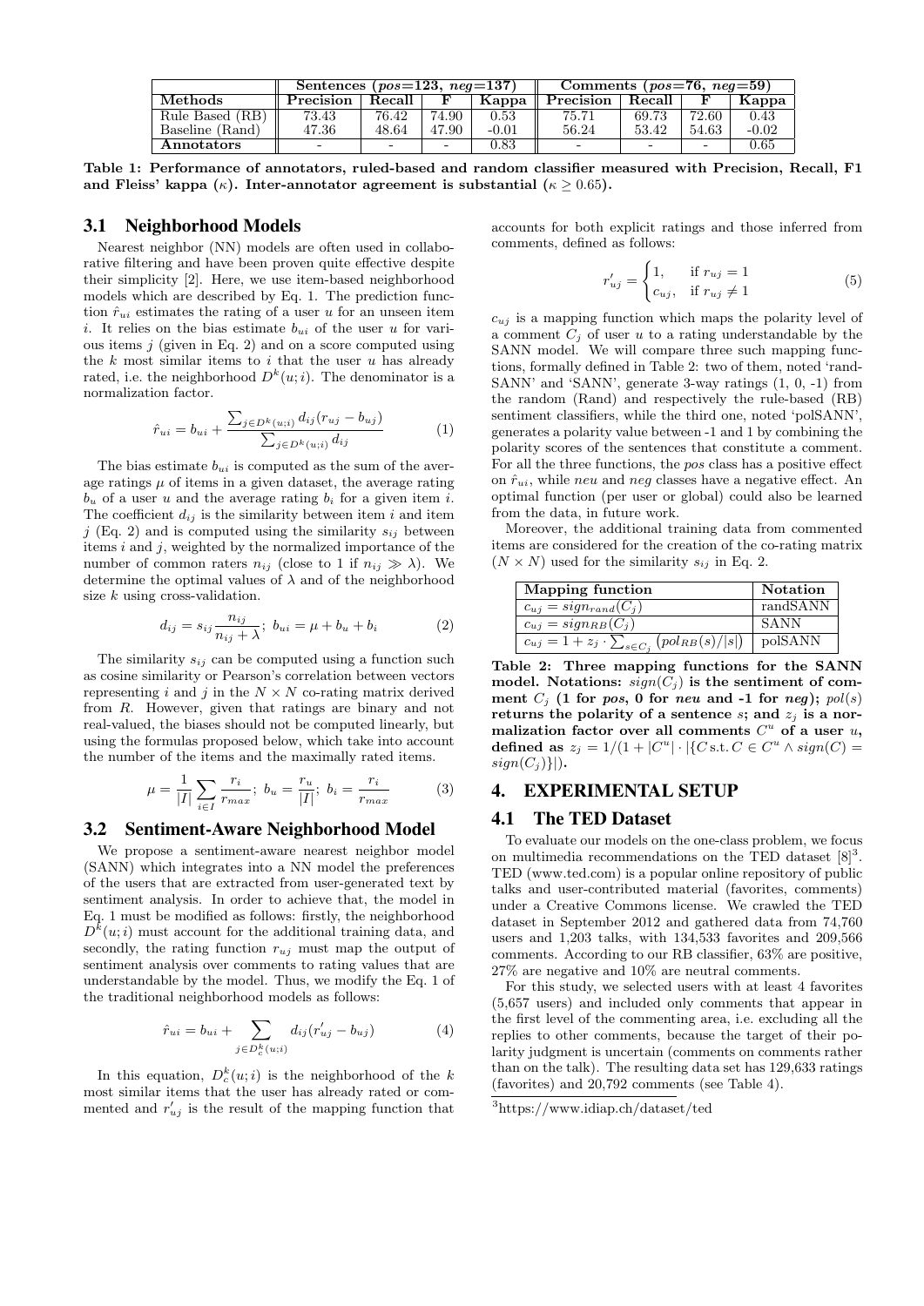| | Sentences ($pos$=123, $neg$=137) | | | | Comments ($pos$=76, $neg$=59) | | | |
|---|---|---|---|---|---|---|---|---|
| **Methods** | **Precision** | **Recall** | **F** | **Kappa** | **Precision** | **Recall** | **F** | **Kappa** |
| Rule Based (RB) | 73.43 | 76.42 | 74.90 | 0.53 | 75.71 | 69.73 | 72.60 | 0.43 |
| Baseline (Rand) | 47.36 | 48.64 | 47.90 | -0.01 | 56.24 | 53.42 | 54.63 | -0.02 |
| **Annotators** | - | - | - | 0.83 | - | - | - | 0.65 |

**Table 1: Performance of annotators, ruled-based and random classifier measured with Precision, Recall, F1 and Fleiss' kappa ($\kappa$). Inter-annotator agreement is substantial ($\kappa \geq 0.65$).**

### 3.1 Neighborhood Models

Nearest neighbor (NN) models are often used in collaborative filtering and have been proven quite effective despite their simplicity [2]. Here, we use item-based neighborhood models which are described by Eq. 1. The prediction function $\hat{r}_{ui}$ estimates the rating of a user $u$ for an unseen item $i$. It relies on the bias estimate $b_{ui}$ of the user $u$ for various items $j$ (given in Eq. 2) and on a score computed using the $k$ most similar items to $i$ that the user $u$ has already rated, i.e. the neighborhood $D^k(u;i)$. The denominator is a normalization factor.

$$\hat{r}_{ui} = b_{ui} + \frac{\sum_{j \in D^k(u;i)} d_{ij}(r_{uj} - b_{uj})}{\sum_{j \in D^k(u;i)} d_{ij}} \qquad (1)$$

The bias estimate $b_{ui}$ is computed as the sum of the average ratings $\mu$ of items in a given dataset, the average rating $b_u$ of a user $u$ and the average rating $b_i$ for a given item $i$. The coefficient $d_{ij}$ is the similarity between item $i$ and item $j$ (Eq. 2) and is computed using the similarity $s_{ij}$ between items $i$ and $j$, weighted by the normalized importance of the number of common raters $n_{ij}$ (close to 1 if $n_{ij} \gg \lambda$). We determine the optimal values of $\lambda$ and of the neighborhood size $k$ using cross-validation.

$$d_{ij} = s_{ij}\frac{n_{ij}}{n_{ij} + \lambda}; \; b_{ui} = \mu + b_u + b_i \qquad (2)$$

The similarity $s_{ij}$ can be computed using a function such as cosine similarity or Pearson's correlation between vectors representing $i$ and $j$ in the $N \times N$ co-rating matrix derived from $R$. However, given that ratings are binary and not real-valued, the biases should not be computed linearly, but using the formulas proposed below, which take into account the number of the items and the maximally rated items.

$$\mu = \frac{1}{|I|}\sum_{i \in I}\frac{r_i}{r_{max}}; \; b_u = \frac{r_u}{|I|}; \; b_i = \frac{r_i}{r_{max}} \qquad (3)$$

### 3.2 Sentiment-Aware Neighborhood Model

We propose a sentiment-aware nearest neighbor model (SANN) which integrates into a NN model the preferences of the users that are extracted from user-generated text by sentiment analysis. In order to achieve that, the model in Eq. 1 must be modified as follows: firstly, the neighborhood $D^k(u;i)$ must account for the additional training data, and secondly, the rating function $r_{uj}$ must map the output of sentiment analysis over comments to rating values that are understandable by the model. Thus, we modify the Eq. 1 of the traditional neighborhood models as follows:

$$\hat{r}_{ui} = b_{ui} + \sum_{j \in D_c^k(u;i)} d_{ij}(r'_{uj} - b_{uj}) \qquad (4)$$

In this equation, $D_c^k(u;i)$ is the neighborhood of the $k$ most similar items that the user has already rated or commented and $r'_{uj}$ is the result of the mapping function that accounts for both explicit ratings and those inferred from comments, defined as follows:

$$r'_{uj} = \begin{cases} 1, & \text{if } r_{uj} = 1 \\ c_{uj}, & \text{if } r_{uj} \neq 1 \end{cases} \qquad (5)$$

$c_{uj}$ is a mapping function which maps the polarity level of a comment $C_j$ of user $u$ to a rating understandable by the SANN model. We will compare three such mapping functions, formally defined in Table 2: two of them, noted 'randSANN' and 'SANN', generate 3-way ratings (1, 0, -1) from the random (Rand) and respectively the rule-based (RB) sentiment classifiers, while the third one, noted 'polSANN', generates a polarity value between -1 and 1 by combining the polarity scores of the sentences that constitute a comment. For all the three functions, the *pos* class has a positive effect on $\hat{r}_{ui}$, while *neu* and *neg* classes have a negative effect. An optimal function (per user or global) could also be learned from the data, in future work.

Moreover, the additional training data from commented items are considered for the creation of the co-rating matrix ($N \times N$) used for the similarity $s_{ij}$ in Eq. 2.

| **Mapping function** | **Notation** |
|---|---|
| $c_{uj} = sign_{rand}(C_j)$ | randSANN |
| $c_{uj} = sign_{RB}(C_j)$ | SANN |
| $c_{uj} = 1 + z_j \cdot \sum_{s \in C_j}(pol_{RB}(s)/\lvert s \rvert)$ | polSANN |

**Table 2: Three mapping functions for the SANN model. Notations: $sign(C_j)$ is the sentiment of comment $C_j$ (1 for *pos*, 0 for *neu* and -1 for *neg*); $pol(s)$ returns the polarity of a sentence $s$; and $z_j$ is a normalization factor over all comments $C^u$ of a user $u$, defined as $z_j = 1/(1 + |C^u| \cdot |\{C \, \text{s.t.} \, C \in C^u \wedge sign(C) = sign(C_j)\}|)$.**

## 4. EXPERIMENTAL SETUP

### 4.1 The TED Dataset

To evaluate our models on the one-class problem, we focus on multimedia recommendations on the TED dataset [8][3]. TED (www.ted.com) is a popular online repository of public talks and user-contributed material (favorites, comments) under a Creative Commons license. We crawled the TED dataset in September 2012 and gathered data from 74,760 users and 1,203 talks, with 134,533 favorites and 209,566 comments. According to our RB classifier, 63% are positive, 27% are negative and 10% are neutral comments.

For this study, we selected users with at least 4 favorites (5,657 users) and included only comments that appear in the first level of the commenting area, i.e. excluding all the replies to other comments, because the target of their polarity judgment is uncertain (comments on comments rather than on the talk). The resulting data set has 129,633 ratings (favorites) and 20,792 comments (see Table 4).

[3]https://www.idiap.ch/dataset/ted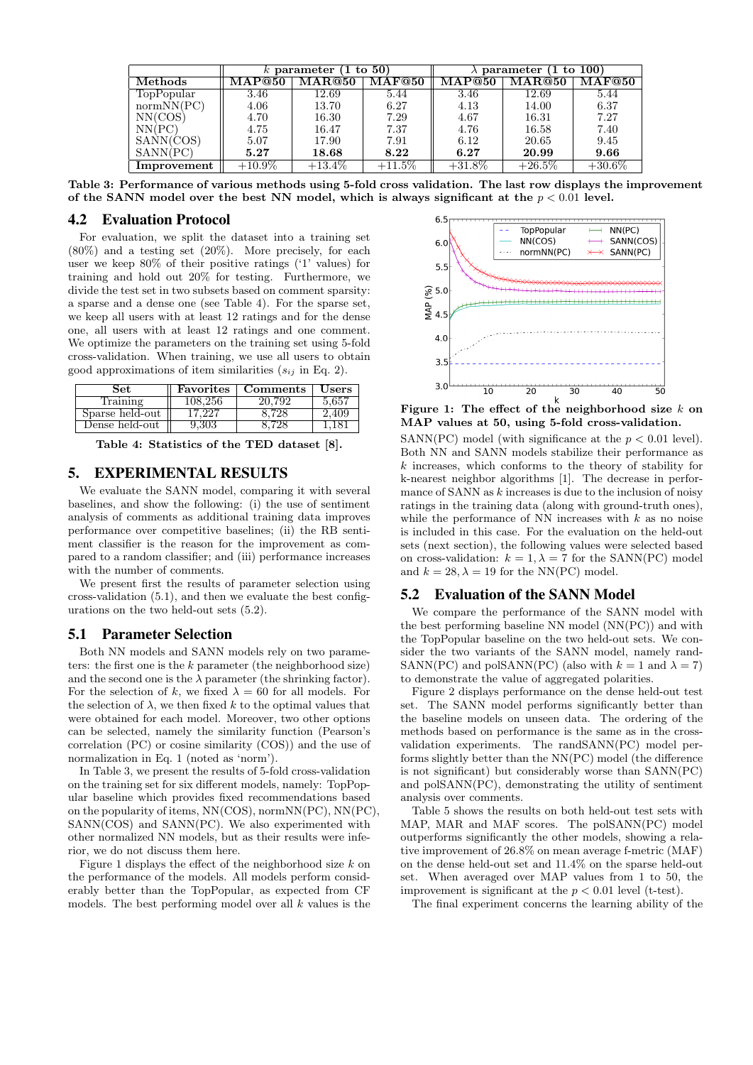| | $k$ parameter (1 to 50) | | | $\lambda$ parameter (1 to 100) | | |
|---|---|---|---|---|---|---|
| **Methods** | **MAP@50** | **MAR@50** | **MAF@50** | **MAP@50** | **MAR@50** | **MAF@50** |
| TopPopular | 3.46 | 12.69 | 5.44 | 3.46 | 12.69 | 5.44 |
| normNN(PC) | 4.06 | 13.70 | 6.27 | 4.13 | 14.00 | 6.37 |
| NN(COS) | 4.70 | 16.30 | 7.29 | 4.67 | 16.31 | 7.27 |
| NN(PC) | 4.75 | 16.47 | 7.37 | 4.76 | 16.58 | 7.40 |
| SANN(COS) | 5.07 | 17.90 | 7.91 | 6.12 | 20.65 | 9.45 |
| SANN(PC) | **5.27** | **18.68** | **8.22** | **6.27** | **20.99** | **9.66** |
| **Improvement** | +10.9% | +13.4% | +11.5% | +31.8% | +26.5% | +30.6% |

**Table 3: Performance of various methods using 5-fold cross validation. The last row displays the improvement of the SANN model over the best NN model, which is always significant at the $p < 0.01$ level.**

## 4.2 Evaluation Protocol

For evaluation, we split the dataset into a training set (80%) and a testing set (20%). More precisely, for each user we keep 80% of their positive ratings ('1' values) for training and hold out 20% for testing. Furthermore, we divide the test set in two subsets based on comment sparsity: a sparse and a dense one (see Table 4). For the sparse set, we keep all users with at least 12 ratings and for the dense one, all users with at least 12 ratings and one comment. We optimize the parameters on the training set using 5-fold cross-validation. When training, we use all users to obtain good approximations of item similarities ($s_{ij}$ in Eq. 2).

| Set | Favorites | Comments | Users |
|---|---|---|---|
| Training | 108,256 | 20,792 | 5,657 |
| Sparse held-out | 17,227 | 8,728 | 2,409 |
| Dense held-out | 9,303 | 8,728 | 1,181 |

**Table 4: Statistics of the TED dataset [8].**

# 5. EXPERIMENTAL RESULTS

We evaluate the SANN model, comparing it with several baselines, and show the following: (i) the use of sentiment analysis of comments as additional training data improves performance over competitive baselines; (ii) the RB sentiment classifier is the reason for the improvement as compared to a random classifier; and (iii) performance increases with the number of comments.

We present first the results of parameter selection using cross-validation (5.1), and then we evaluate the best configurations on the two held-out sets (5.2).

## 5.1 Parameter Selection

Both NN models and SANN models rely on two parameters: the first one is the $k$ parameter (the neighborhood size) and the second one is the $\lambda$ parameter (the shrinking factor). For the selection of $k$, we fixed $\lambda = 60$ for all models. For the selection of $\lambda$, we then fixed $k$ to the optimal values that were obtained for each model. Moreover, two other options can be selected, namely the similarity function (Pearson's correlation (PC) or cosine similarity (COS)) and the use of normalization in Eq. 1 (noted as 'norm').

In Table 3, we present the results of 5-fold cross-validation on the training set for six different models, namely: TopPopular baseline which provides fixed recommendations based on the popularity of items, NN(COS), normNN(PC), NN(PC), SANN(COS) and SANN(PC). We also experimented with other normalized NN models, but as their results were inferior, we do not discuss them here.

Figure 1 displays the effect of the neighborhood size $k$ on the performance of the models. All models perform considerably better than the TopPopular, as expected from CF models. The best performing model over all $k$ values is the SANN(PC) model (with significance at the $p < 0.01$ level). Both NN and SANN models stabilize their performance as $k$ increases, which conforms to the theory of stability for k-nearest neighbor algorithms [1]. The decrease in performance of SANN as $k$ increases is due to the inclusion of noisy ratings in the training data (along with ground-truth ones), while the performance of NN increases with $k$ as no noise is included in this case. For the evaluation on the held-out sets (next section), the following values were selected based on cross-validation: $k = 1, \lambda = 7$ for the SANN(PC) model and $k = 28, \lambda = 19$ for the NN(PC) model.

**Figure 1: The effect of the neighborhood size $k$ on MAP values at 50, using 5-fold cross-validation.**

## 5.2 Evaluation of the SANN Model

We compare the performance of the SANN model with the best performing baseline NN model (NN(PC)) and with the TopPopular baseline on the two held-out sets. We consider the two variants of the SANN model, namely randSANN(PC) and polSANN(PC) (also with $k = 1$ and $\lambda = 7$) to demonstrate the value of aggregated polarities.

Figure 2 displays performance on the dense held-out test set. The SANN model performs significantly better than the baseline models on unseen data. The ordering of the methods based on performance is the same as in the cross-validation experiments. The randSANN(PC) model performs slightly better than the NN(PC) model (the difference is not significant) but considerably worse than SANN(PC) and polSANN(PC), demonstrating the utility of sentiment analysis over comments.

Table 5 shows the results on both held-out test sets with MAP, MAR and MAF scores. The polSANN(PC) model outperforms significantly the other models, showing a relative improvement of 26.8% on mean average f-metric (MAF) on the dense held-out set and 11.4% on the sparse held-out set. When averaged over MAP values from 1 to 50, the improvement is significant at the $p < 0.01$ level (t-test).

The final experiment concerns the learning ability of the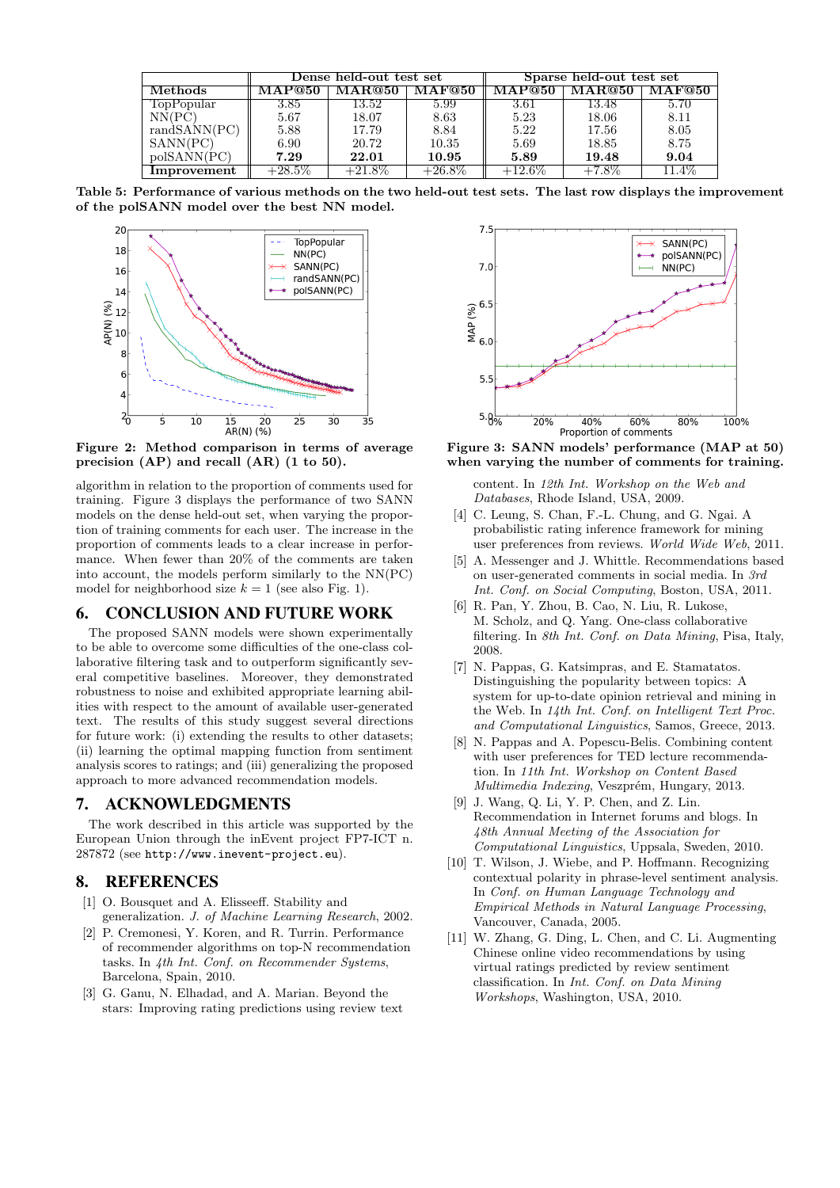| | Dense held-out test set | | | Sparse held-out test set | | |
|---|---|---|---|---|---|---|
| Methods | MAP@50 | MAR@50 | MAF@50 | MAP@50 | MAR@50 | MAF@50 |
| TopPopular | 3.85 | 13.52 | 5.99 | 3.61 | 13.48 | 5.70 |
| NN(PC) | 5.67 | 18.07 | 8.63 | 5.23 | 18.06 | 8.11 |
| randSANN(PC) | 5.88 | 17.79 | 8.84 | 5.22 | 17.56 | 8.05 |
| SANN(PC) | 6.90 | 20.72 | 10.35 | 5.69 | 18.85 | 8.75 |
| polSANN(PC) | **7.29** | **22.01** | **10.95** | **5.89** | **19.48** | **9.04** |
| **Improvement** | +28.5% | +21.8% | +26.8% | +12.6% | +7.8% | 11.4% |

**Table 5: Performance of various methods on the two held-out test sets. The last row displays the improvement of the polSANN model over the best NN model.**

AP(N) (%)
AR(N) (%)
TopPopular
NN(PC)
SANN(PC)
randSANN(PC)
polSANN(PC)

**Figure 2: Method comparison in terms of average precision (AP) and recall (AR) (1 to 50).**

MAP (%)
Proportion of comments
SANN(PC)
polSANN(PC)
NN(PC)

**Figure 3: SANN models' performance (MAP at 50) when varying the number of comments for training.**

algorithm in relation to the proportion of comments used for training. Figure 3 displays the performance of two SANN models on the dense held-out set, when varying the proportion of training comments for each user. The increase in the proportion of comments leads to a clear increase in performance. When fewer than 20% of the comments are taken into account, the models perform similarly to the NN(PC) model for neighborhood size $k = 1$ (see also Fig. 1).

## 6. CONCLUSION AND FUTURE WORK

The proposed SANN models were shown experimentally to be able to overcome some difficulties of the one-class collaborative filtering task and to outperform significantly several competitive baselines. Moreover, they demonstrated robustness to noise and exhibited appropriate learning abilities with respect to the amount of available user-generated text. The results of this study suggest several directions for future work: (i) extending the results to other datasets; (ii) learning the optimal mapping function from sentiment analysis scores to ratings; and (iii) generalizing the proposed approach to more advanced recommendation models.

## 7. ACKNOWLEDGMENTS

The work described in this article was supported by the European Union through the inEvent project FP7-ICT n. 287872 (see `http://www.inevent-project.eu`).

## 8. REFERENCES

[1] O. Bousquet and A. Elisseeff. Stability and generalization. *J. of Machine Learning Research*, 2002.

[2] P. Cremonesi, Y. Koren, and R. Turrin. Performance of recommender algorithms on top-N recommendation tasks. In *4th Int. Conf. on Recommender Systems*, Barcelona, Spain, 2010.

[3] G. Ganu, N. Elhadad, and A. Marian. Beyond the stars: Improving rating predictions using review text content. In *12th Int. Workshop on the Web and Databases*, Rhode Island, USA, 2009.

[4] C. Leung, S. Chan, F.-L. Chung, and G. Ngai. A probabilistic rating inference framework for mining user preferences from reviews. *World Wide Web*, 2011.

[5] A. Messenger and J. Whittle. Recommendations based on user-generated comments in social media. In *3rd Int. Conf. on Social Computing*, Boston, USA, 2011.

[6] R. Pan, Y. Zhou, B. Cao, N. Liu, R. Lukose, M. Scholz, and Q. Yang. One-class collaborative filtering. In *8th Int. Conf. on Data Mining*, Pisa, Italy, 2008.

[7] N. Pappas, G. Katsimpras, and E. Stamatatos. Distinguishing the popularity between topics: A system for up-to-date opinion retrieval and mining in the Web. In *14th Int. Conf. on Intelligent Text Proc. and Computational Linguistics*, Samos, Greece, 2013.

[8] N. Pappas and A. Popescu-Belis. Combining content with user preferences for TED lecture recommendation. In *11th Int. Workshop on Content Based Multimedia Indexing*, Veszprém, Hungary, 2013.

[9] J. Wang, Q. Li, Y. P. Chen, and Z. Lin. Recommendation in Internet forums and blogs. In *48th Annual Meeting of the Association for Computational Linguistics*, Uppsala, Sweden, 2010.

[10] T. Wilson, J. Wiebe, and P. Hoffmann. Recognizing contextual polarity in phrase-level sentiment analysis. In *Conf. on Human Language Technology and Empirical Methods in Natural Language Processing*, Vancouver, Canada, 2005.

[11] W. Zhang, G. Ding, L. Chen, and C. Li. Augmenting Chinese online video recommendations by using virtual ratings predicted by review sentiment classification. In *Int. Conf. on Data Mining Workshops*, Washington, USA, 2010.